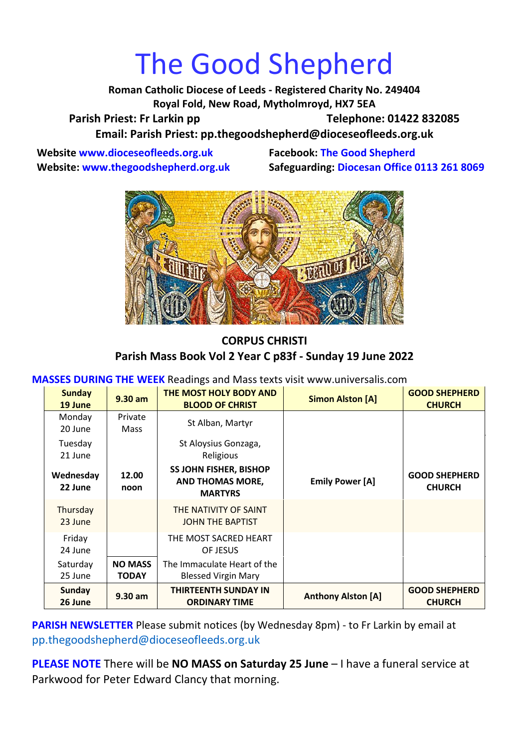# The Good Shepherd

**Roman Catholic Diocese of Leeds - Registered Charity No. 249404**
**Royal Fold, New Road, Mytholmroyd, HX7 5EA**
**Parish Priest: Fr Larkin pp** **Telephone: 01422 832085**
**Email: Parish Priest: pp.thegoodshepherd@dioceseofleeds.org.uk**

**Website www.dioceseofleeds.org.uk**
**Website: www.thegoodshepherd.org.uk**
**Facebook: The Good Shepherd**
**Safeguarding: Diocesan Office 0113 261 8069**

**CORPUS CHRISTI**
**Parish Mass Book Vol 2 Year C p83f - Sunday 19 June 2022**

**MASSES DURING THE WEEK** Readings and Mass texts visit www.universalis.com

| | | | | |
|---|---|---|---|---|
| **Sunday 19 June** | **9.30 am** | **THE MOST HOLY BODY AND BLOOD OF CHRIST** | **Simon Alston [A]** | **GOOD SHEPHERD CHURCH** |
| Monday 20 June | Private Mass | St Alban, Martyr | | |
| Tuesday 21 June | | St Aloysius Gonzaga, Religious | | |
| **Wednesday 22 June** | **12.00 noon** | **SS JOHN FISHER, BISHOP AND THOMAS MORE, MARTYRS** | **Emily Power [A]** | **GOOD SHEPHERD CHURCH** |
| Thursday 23 June | | THE NATIVITY OF SAINT JOHN THE BAPTIST | | |
| Friday 24 June | | THE MOST SACRED HEART OF JESUS | | |
| Saturday 25 June | **NO MASS TODAY** | The Immaculate Heart of the Blessed Virgin Mary | | |
| **Sunday 26 June** | **9.30 am** | **THIRTEENTH SUNDAY IN ORDINARY TIME** | **Anthony Alston [A]** | **GOOD SHEPHERD CHURCH** |

**PARISH NEWSLETTER** Please submit notices (by Wednesday 8pm) - to Fr Larkin by email at pp.thegoodshepherd@dioceseofleeds.org.uk

**PLEASE NOTE** There will be **NO MASS on Saturday 25 June** – I have a funeral service at Parkwood for Peter Edward Clancy that morning.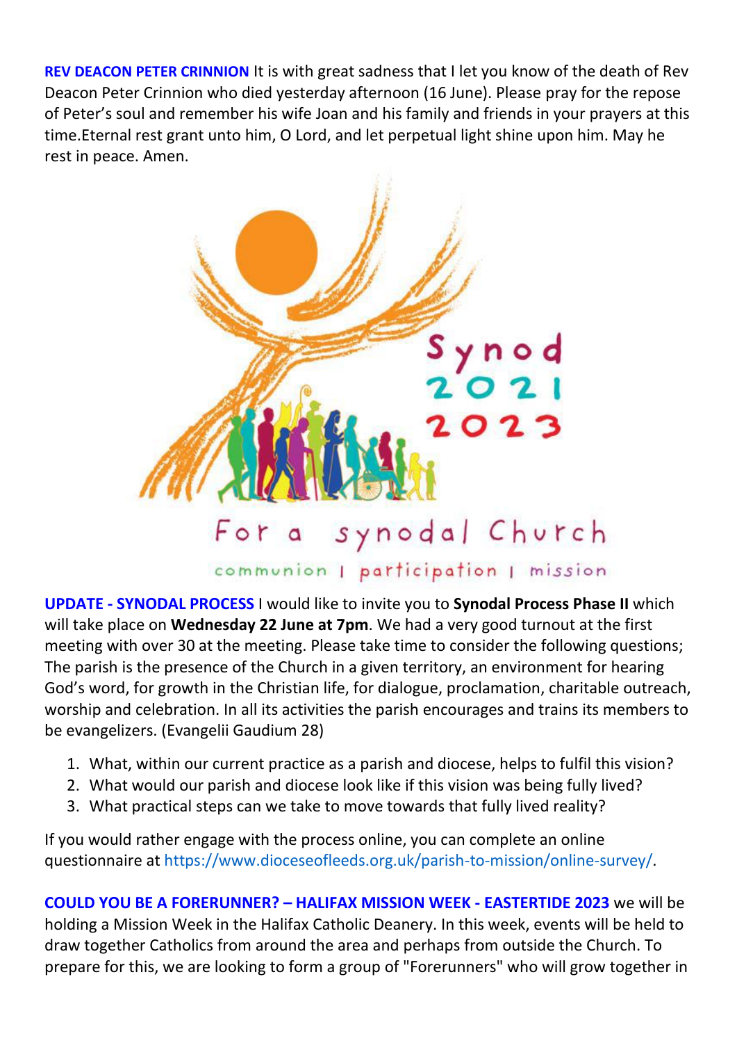**REV DEACON PETER CRINNION** It is with great sadness that I let you know of the death of Rev Deacon Peter Crinnion who died yesterday afternoon (16 June). Please pray for the repose of Peter's soul and remember his wife Joan and his family and friends in your prayers at this time.Eternal rest grant unto him, O Lord, and let perpetual light shine upon him. May he rest in peace. Amen.

Synod 2021 2023

For a synodal Church

communion | participation | mission

**UPDATE - SYNODAL PROCESS** I would like to invite you to **Synodal Process Phase II** which will take place on **Wednesday 22 June at 7pm**. We had a very good turnout at the first meeting with over 30 at the meeting. Please take time to consider the following questions; The parish is the presence of the Church in a given territory, an environment for hearing God's word, for growth in the Christian life, for dialogue, proclamation, charitable outreach, worship and celebration. In all its activities the parish encourages and trains its members to be evangelizers. (Evangelii Gaudium 28)

1. What, within our current practice as a parish and diocese, helps to fulfil this vision?
2. What would our parish and diocese look like if this vision was being fully lived?
3. What practical steps can we take to move towards that fully lived reality?

If you would rather engage with the process online, you can complete an online questionnaire at https://www.dioceseofleeds.org.uk/parish-to-mission/online-survey/.

**COULD YOU BE A FORERUNNER? – HALIFAX MISSION WEEK - EASTERTIDE 2023** we will be holding a Mission Week in the Halifax Catholic Deanery. In this week, events will be held to draw together Catholics from around the area and perhaps from outside the Church. To prepare for this, we are looking to form a group of "Forerunners" who will grow together in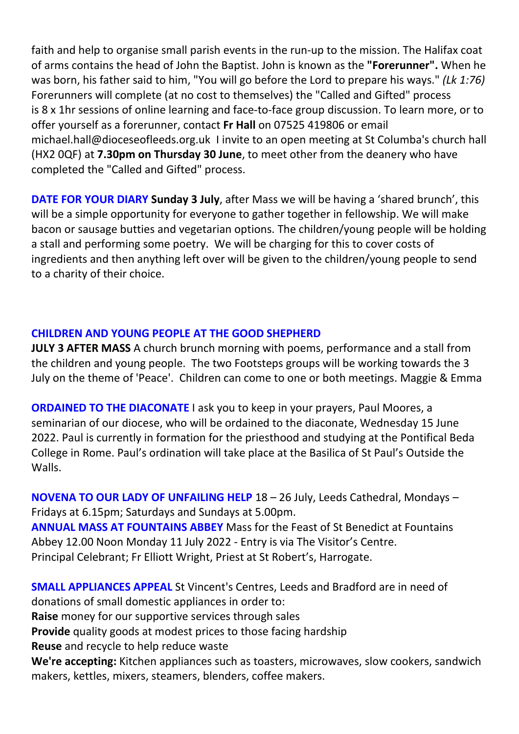faith and help to organise small parish events in the run-up to the mission. The Halifax coat of arms contains the head of John the Baptist. John is known as the **"Forerunner".** When he was born, his father said to him, "You will go before the Lord to prepare his ways." *(Lk 1:76)* Forerunners will complete (at no cost to themselves) the "Called and Gifted" process is 8 x 1hr sessions of online learning and face-to-face group discussion. To learn more, or to offer yourself as a forerunner, contact **Fr Hall** on 07525 419806 or email michael.hall@dioceseofleeds.org.uk I invite to an open meeting at St Columba's church hall (HX2 0QF) at **7.30pm on Thursday 30 June**, to meet other from the deanery who have completed the "Called and Gifted" process.

**DATE FOR YOUR DIARY** **Sunday 3 July**, after Mass we will be having a 'shared brunch', this will be a simple opportunity for everyone to gather together in fellowship. We will make bacon or sausage butties and vegetarian options. The children/young people will be holding a stall and performing some poetry. We will be charging for this to cover costs of ingredients and then anything left over will be given to the children/young people to send to a charity of their choice.

**CHILDREN AND YOUNG PEOPLE AT THE GOOD SHEPHERD**

**JULY 3 AFTER MASS** A church brunch morning with poems, performance and a stall from the children and young people. The two Footsteps groups will be working towards the 3 July on the theme of 'Peace'. Children can come to one or both meetings. Maggie & Emma

**ORDAINED TO THE DIACONATE** I ask you to keep in your prayers, Paul Moores, a seminarian of our diocese, who will be ordained to the diaconate, Wednesday 15 June 2022. Paul is currently in formation for the priesthood and studying at the Pontifical Beda College in Rome. Paul's ordination will take place at the Basilica of St Paul's Outside the Walls.

**NOVENA TO OUR LADY OF UNFAILING HELP** 18 – 26 July, Leeds Cathedral, Mondays – Fridays at 6.15pm; Saturdays and Sundays at 5.00pm.

**ANNUAL MASS AT FOUNTAINS ABBEY** Mass for the Feast of St Benedict at Fountains Abbey 12.00 Noon Monday 11 July 2022 - Entry is via The Visitor's Centre.
Principal Celebrant; Fr Elliott Wright, Priest at St Robert's, Harrogate.

**SMALL APPLIANCES APPEAL** St Vincent's Centres, Leeds and Bradford are in need of donations of small domestic appliances in order to:

**Raise** money for our supportive services through sales
**Provide** quality goods at modest prices to those facing hardship
**Reuse** and recycle to help reduce waste
**We're accepting:** Kitchen appliances such as toasters, microwaves, slow cookers, sandwich makers, kettles, mixers, steamers, blenders, coffee makers.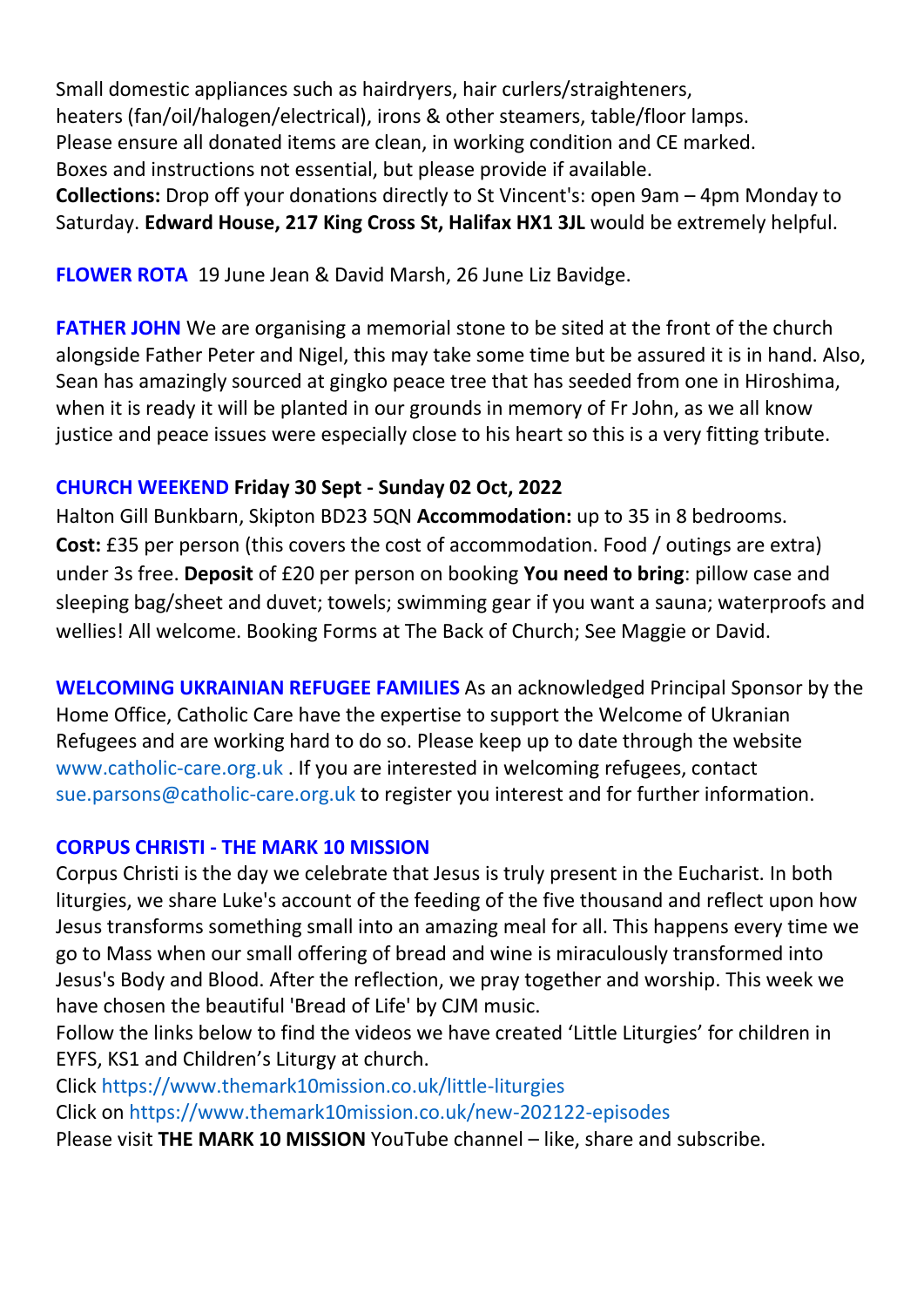Small domestic appliances such as hairdryers, hair curlers/straighteners, heaters (fan/oil/halogen/electrical), irons & other steamers, table/floor lamps. Please ensure all donated items are clean, in working condition and CE marked. Boxes and instructions not essential, but please provide if available.
**Collections:** Drop off your donations directly to St Vincent's: open 9am – 4pm Monday to Saturday. **Edward House, 217 King Cross St, Halifax HX1 3JL** would be extremely helpful.

**FLOWER ROTA** 19 June Jean & David Marsh, 26 June Liz Bavidge.

**FATHER JOHN** We are organising a memorial stone to be sited at the front of the church alongside Father Peter and Nigel, this may take some time but be assured it is in hand. Also, Sean has amazingly sourced at gingko peace tree that has seeded from one in Hiroshima, when it is ready it will be planted in our grounds in memory of Fr John, as we all know justice and peace issues were especially close to his heart so this is a very fitting tribute.

**CHURCH WEEKEND Friday 30 Sept - Sunday 02 Oct, 2022**
Halton Gill Bunkbarn, Skipton BD23 5QN **Accommodation:** up to 35 in 8 bedrooms. **Cost:** £35 per person (this covers the cost of accommodation. Food / outings are extra) under 3s free. **Deposit** of £20 per person on booking **You need to bring**: pillow case and sleeping bag/sheet and duvet; towels; swimming gear if you want a sauna; waterproofs and wellies! All welcome. Booking Forms at The Back of Church; See Maggie or David.

**WELCOMING UKRAINIAN REFUGEE FAMILIES** As an acknowledged Principal Sponsor by the Home Office, Catholic Care have the expertise to support the Welcome of Ukranian Refugees and are working hard to do so. Please keep up to date through the website www.catholic-care.org.uk . If you are interested in welcoming refugees, contact sue.parsons@catholic-care.org.uk to register you interest and for further information.

**CORPUS CHRISTI - THE MARK 10 MISSION**
Corpus Christi is the day we celebrate that Jesus is truly present in the Eucharist. In both liturgies, we share Luke's account of the feeding of the five thousand and reflect upon how Jesus transforms something small into an amazing meal for all. This happens every time we go to Mass when our small offering of bread and wine is miraculously transformed into Jesus's Body and Blood. After the reflection, we pray together and worship. This week we have chosen the beautiful 'Bread of Life' by CJM music.
Follow the links below to find the videos we have created 'Little Liturgies' for children in EYFS, KS1 and Children's Liturgy at church.
Click https://www.themark10mission.co.uk/little-liturgies
Click on https://www.themark10mission.co.uk/new-202122-episodes
Please visit **THE MARK 10 MISSION** YouTube channel – like, share and subscribe.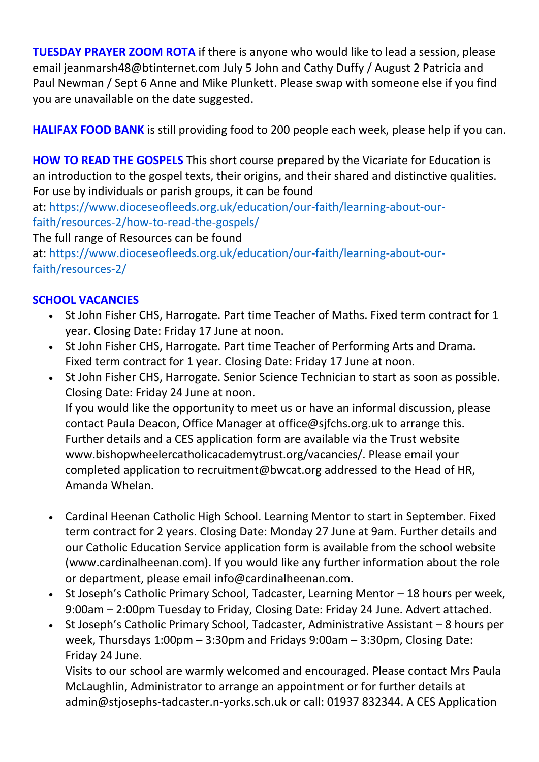**TUESDAY PRAYER ZOOM ROTA** if there is anyone who would like to lead a session, please email jeanmarsh48@btinternet.com July 5 John and Cathy Duffy / August 2 Patricia and Paul Newman / Sept 6 Anne and Mike Plunkett. Please swap with someone else if you find you are unavailable on the date suggested.

**HALIFAX FOOD BANK** is still providing food to 200 people each week, please help if you can.

**HOW TO READ THE GOSPELS** This short course prepared by the Vicariate for Education is an introduction to the gospel texts, their origins, and their shared and distinctive qualities. For use by individuals or parish groups, it can be found at: https://www.dioceseofleeds.org.uk/education/our-faith/learning-about-our-faith/resources-2/how-to-read-the-gospels/
The full range of Resources can be found at: https://www.dioceseofleeds.org.uk/education/our-faith/learning-about-our-faith/resources-2/

**SCHOOL VACANCIES**

- St John Fisher CHS, Harrogate. Part time Teacher of Maths. Fixed term contract for 1 year. Closing Date: Friday 17 June at noon.
- St John Fisher CHS, Harrogate. Part time Teacher of Performing Arts and Drama. Fixed term contract for 1 year. Closing Date: Friday 17 June at noon.
- St John Fisher CHS, Harrogate. Senior Science Technician to start as soon as possible. Closing Date: Friday 24 June at noon.
  If you would like the opportunity to meet us or have an informal discussion, please contact Paula Deacon, Office Manager at office@sjfchs.org.uk to arrange this. Further details and a CES application form are available via the Trust website www.bishopwheelercatholicacademytrust.org/vacancies/. Please email your completed application to recruitment@bwcat.org addressed to the Head of HR, Amanda Whelan.

- Cardinal Heenan Catholic High School. Learning Mentor to start in September. Fixed term contract for 2 years. Closing Date: Monday 27 June at 9am. Further details and our Catholic Education Service application form is available from the school website (www.cardinalheenan.com). If you would like any further information about the role or department, please email info@cardinalheenan.com.
- St Joseph's Catholic Primary School, Tadcaster, Learning Mentor – 18 hours per week, 9:00am – 2:00pm Tuesday to Friday, Closing Date: Friday 24 June. Advert attached.
- St Joseph's Catholic Primary School, Tadcaster, Administrative Assistant – 8 hours per week, Thursdays 1:00pm – 3:30pm and Fridays 9:00am – 3:30pm, Closing Date: Friday 24 June.
  Visits to our school are warmly welcomed and encouraged. Please contact Mrs Paula McLaughlin, Administrator to arrange an appointment or for further details at admin@stjosephs-tadcaster.n-yorks.sch.uk or call: 01937 832344. A CES Application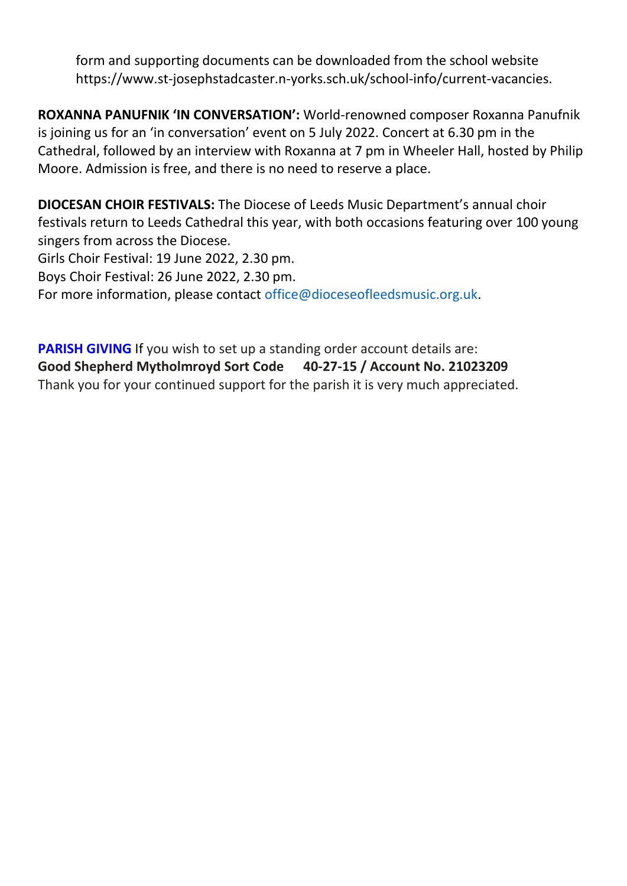form and supporting documents can be downloaded from the school website https://www.st-josephstadcaster.n-yorks.sch.uk/school-info/current-vacancies.

**ROXANNA PANUFNIK 'IN CONVERSATION':** World-renowned composer Roxanna Panufnik is joining us for an 'in conversation' event on 5 July 2022. Concert at 6.30 pm in the Cathedral, followed by an interview with Roxanna at 7 pm in Wheeler Hall, hosted by Philip Moore. Admission is free, and there is no need to reserve a place.

**DIOCESAN CHOIR FESTIVALS:** The Diocese of Leeds Music Department's annual choir festivals return to Leeds Cathedral this year, with both occasions featuring over 100 young singers from across the Diocese.
Girls Choir Festival: 19 June 2022, 2.30 pm.
Boys Choir Festival: 26 June 2022, 2.30 pm.
For more information, please contact office@dioceseofleedsmusic.org.uk.

**PARISH GIVING** If you wish to set up a standing order account details are:
**Good Shepherd Mytholmroyd Sort Code 40-27-15 / Account No. 21023209**
Thank you for your continued support for the parish it is very much appreciated.